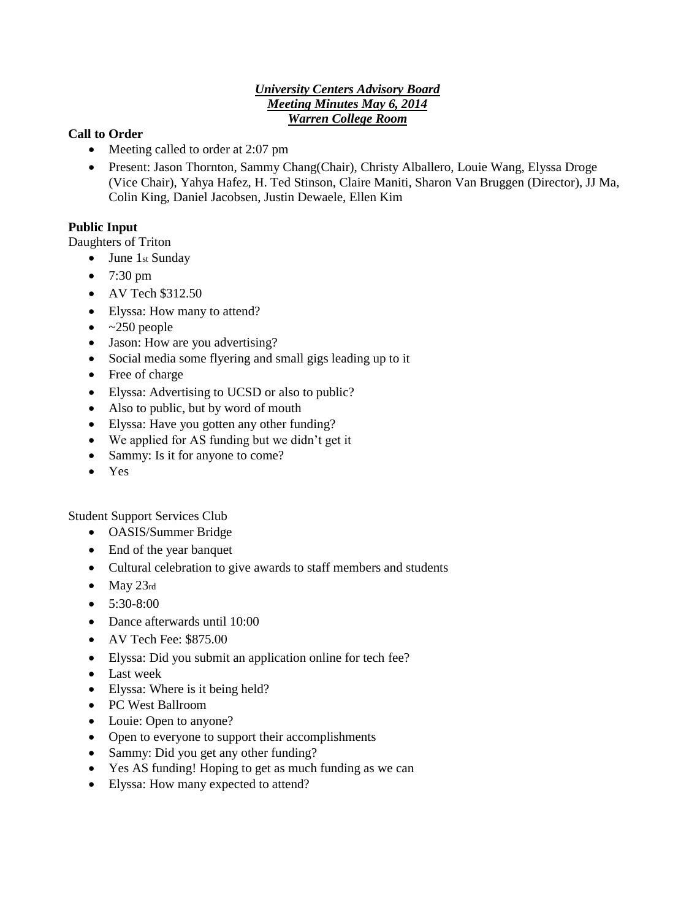***University Centers Advisory Board***
***Meeting Minutes May 6, 2014***
***Warren College Room***

**Call to Order**

- Meeting called to order at 2:07 pm
- Present: Jason Thornton, Sammy Chang(Chair), Christy Alballero, Louie Wang, Elyssa Droge (Vice Chair), Yahya Hafez, H. Ted Stinson, Claire Maniti, Sharon Van Bruggen (Director), JJ Ma, Colin King, Daniel Jacobsen, Justin Dewaele, Ellen Kim

**Public Input**

Daughters of Triton

- June 1st Sunday
- 7:30 pm
- AV Tech $312.50
- Elyssa: How many to attend?
- ~250 people
- Jason: How are you advertising?
- Social media some flyering and small gigs leading up to it
- Free of charge
- Elyssa: Advertising to UCSD or also to public?
- Also to public, but by word of mouth
- Elyssa: Have you gotten any other funding?
- We applied for AS funding but we didn't get it
- Sammy: Is it for anyone to come?
- Yes

Student Support Services Club

- OASIS/Summer Bridge
- End of the year banquet
- Cultural celebration to give awards to staff members and students
- May 23rd
- 5:30-8:00
- Dance afterwards until 10:00
- AV Tech Fee: $875.00
- Elyssa: Did you submit an application online for tech fee?
- Last week
- Elyssa: Where is it being held?
- PC West Ballroom
- Louie: Open to anyone?
- Open to everyone to support their accomplishments
- Sammy: Did you get any other funding?
- Yes AS funding! Hoping to get as much funding as we can
- Elyssa: How many expected to attend?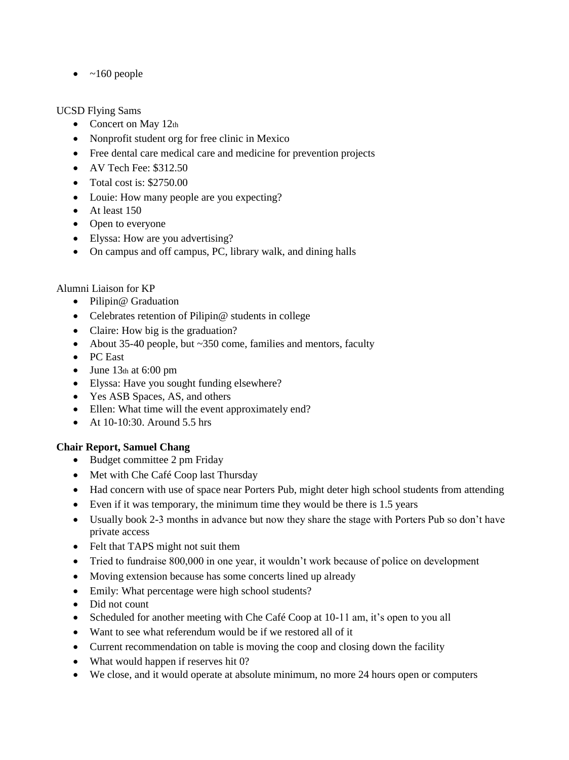- ~160 people

UCSD Flying Sams

- Concert on May 12th
- Nonprofit student org for free clinic in Mexico
- Free dental care medical care and medicine for prevention projects
- AV Tech Fee: $312.50
- Total cost is: $2750.00
- Louie: How many people are you expecting?
- At least 150
- Open to everyone
- Elyssa: How are you advertising?
- On campus and off campus, PC, library walk, and dining halls

Alumni Liaison for KP

- Pilipin@ Graduation
- Celebrates retention of Pilipin@ students in college
- Claire: How big is the graduation?
- About 35-40 people, but ~350 come, families and mentors, faculty
- PC East
- June 13th at 6:00 pm
- Elyssa: Have you sought funding elsewhere?
- Yes ASB Spaces, AS, and others
- Ellen: What time will the event approximately end?
- At 10-10:30. Around 5.5 hrs

**Chair Report, Samuel Chang**

- Budget committee 2 pm Friday
- Met with Che Café Coop last Thursday
- Had concern with use of space near Porters Pub, might deter high school students from attending
- Even if it was temporary, the minimum time they would be there is 1.5 years
- Usually book 2-3 months in advance but now they share the stage with Porters Pub so don't have private access
- Felt that TAPS might not suit them
- Tried to fundraise 800,000 in one year, it wouldn't work because of police on development
- Moving extension because has some concerts lined up already
- Emily: What percentage were high school students?
- Did not count
- Scheduled for another meeting with Che Café Coop at 10-11 am, it's open to you all
- Want to see what referendum would be if we restored all of it
- Current recommendation on table is moving the coop and closing down the facility
- What would happen if reserves hit 0?
- We close, and it would operate at absolute minimum, no more 24 hours open or computers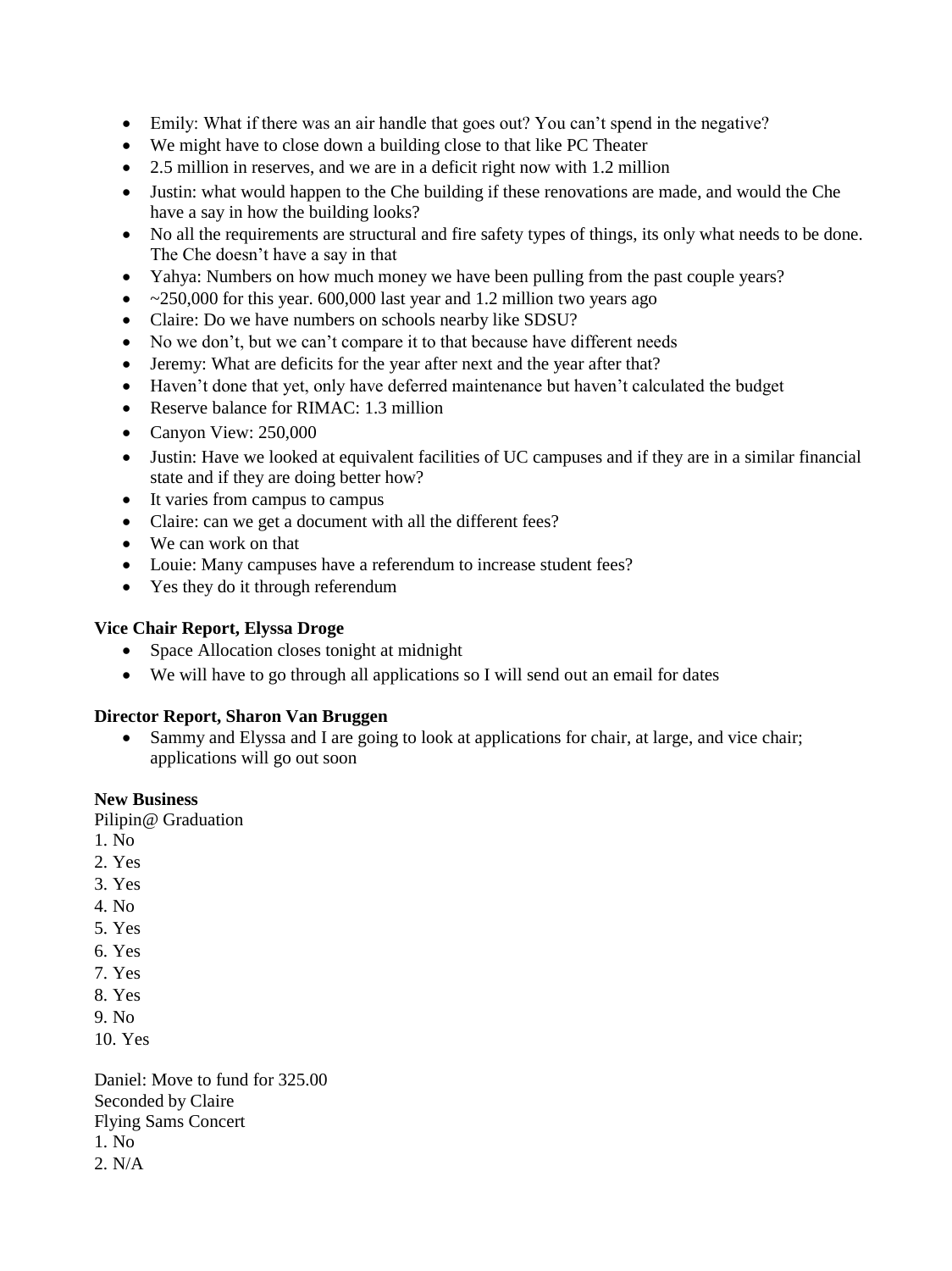- Emily: What if there was an air handle that goes out? You can't spend in the negative?
- We might have to close down a building close to that like PC Theater
- 2.5 million in reserves, and we are in a deficit right now with 1.2 million
- Justin: what would happen to the Che building if these renovations are made, and would the Che have a say in how the building looks?
- No all the requirements are structural and fire safety types of things, its only what needs to be done. The Che doesn't have a say in that
- Yahya: Numbers on how much money we have been pulling from the past couple years?
- ~250,000 for this year. 600,000 last year and 1.2 million two years ago
- Claire: Do we have numbers on schools nearby like SDSU?
- No we don't, but we can't compare it to that because have different needs
- Jeremy: What are deficits for the year after next and the year after that?
- Haven't done that yet, only have deferred maintenance but haven't calculated the budget
- Reserve balance for RIMAC: 1.3 million
- Canyon View: 250,000
- Justin: Have we looked at equivalent facilities of UC campuses and if they are in a similar financial state and if they are doing better how?
- It varies from campus to campus
- Claire: can we get a document with all the different fees?
- We can work on that
- Louie: Many campuses have a referendum to increase student fees?
- Yes they do it through referendum

**Vice Chair Report, Elyssa Droge**

- Space Allocation closes tonight at midnight
- We will have to go through all applications so I will send out an email for dates

**Director Report, Sharon Van Bruggen**

- Sammy and Elyssa and I are going to look at applications for chair, at large, and vice chair; applications will go out soon

**New Business**

Pilipin@ Graduation

1. No
2. Yes
3. Yes
4. No
5. Yes
6. Yes
7. Yes
8. Yes
9. No
10. Yes

Daniel: Move to fund for 325.00
Seconded by Claire
Flying Sams Concert

1. No
2. N/A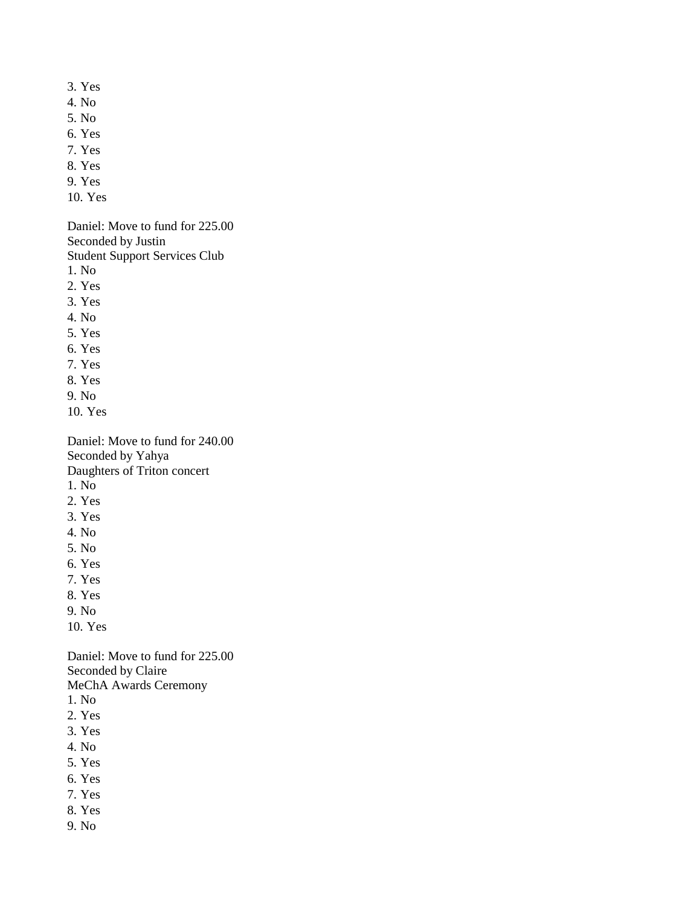3. Yes
4. No
5. No
6. Yes
7. Yes
8. Yes
9. Yes
10. Yes

Daniel: Move to fund for 225.00
Seconded by Justin
Student Support Services Club
1. No
2. Yes
3. Yes
4. No
5. Yes
6. Yes
7. Yes
8. Yes
9. No
10. Yes

Daniel: Move to fund for 240.00
Seconded by Yahya
Daughters of Triton concert
1. No
2. Yes
3. Yes
4. No
5. No
6. Yes
7. Yes
8. Yes
9. No
10. Yes

Daniel: Move to fund for 225.00
Seconded by Claire
MeChA Awards Ceremony
1. No
2. Yes
3. Yes
4. No
5. Yes
6. Yes
7. Yes
8. Yes
9. No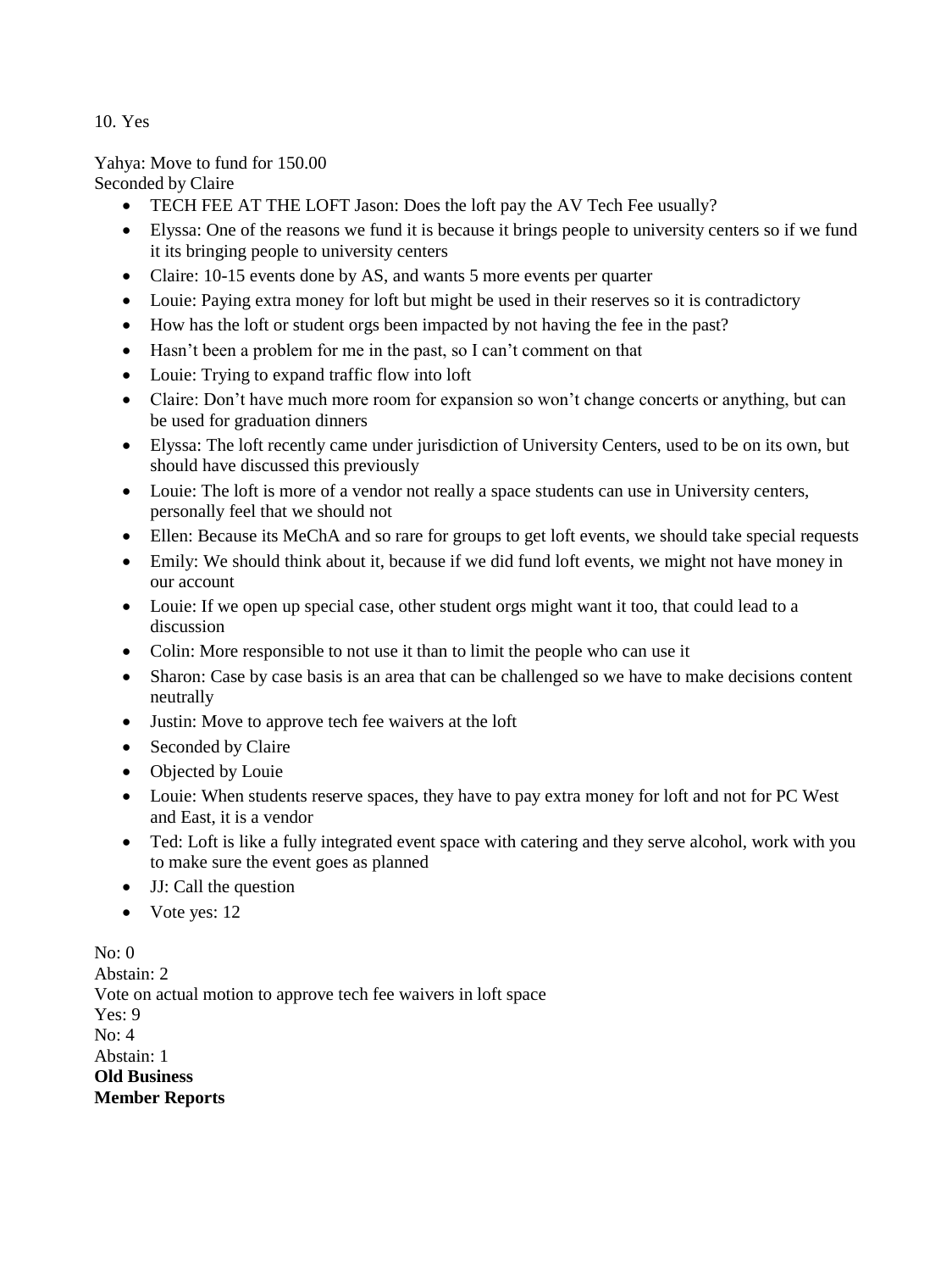10. Yes

Yahya: Move to fund for 150.00
Seconded by Claire

- TECH FEE AT THE LOFT Jason: Does the loft pay the AV Tech Fee usually?
- Elyssa: One of the reasons we fund it is because it brings people to university centers so if we fund it its bringing people to university centers
- Claire: 10-15 events done by AS, and wants 5 more events per quarter
- Louie: Paying extra money for loft but might be used in their reserves so it is contradictory
- How has the loft or student orgs been impacted by not having the fee in the past?
- Hasn't been a problem for me in the past, so I can't comment on that
- Louie: Trying to expand traffic flow into loft
- Claire: Don't have much more room for expansion so won't change concerts or anything, but can be used for graduation dinners
- Elyssa: The loft recently came under jurisdiction of University Centers, used to be on its own, but should have discussed this previously
- Louie: The loft is more of a vendor not really a space students can use in University centers, personally feel that we should not
- Ellen: Because its MeChA and so rare for groups to get loft events, we should take special requests
- Emily: We should think about it, because if we did fund loft events, we might not have money in our account
- Louie: If we open up special case, other student orgs might want it too, that could lead to a discussion
- Colin: More responsible to not use it than to limit the people who can use it
- Sharon: Case by case basis is an area that can be challenged so we have to make decisions content neutrally
- Justin: Move to approve tech fee waivers at the loft
- Seconded by Claire
- Objected by Louie
- Louie: When students reserve spaces, they have to pay extra money for loft and not for PC West and East, it is a vendor
- Ted: Loft is like a fully integrated event space with catering and they serve alcohol, work with you to make sure the event goes as planned
- JJ: Call the question
- Vote yes: 12

No: 0
Abstain: 2
Vote on actual motion to approve tech fee waivers in loft space
Yes: 9
No: 4
Abstain: 1

**Old Business**

**Member Reports**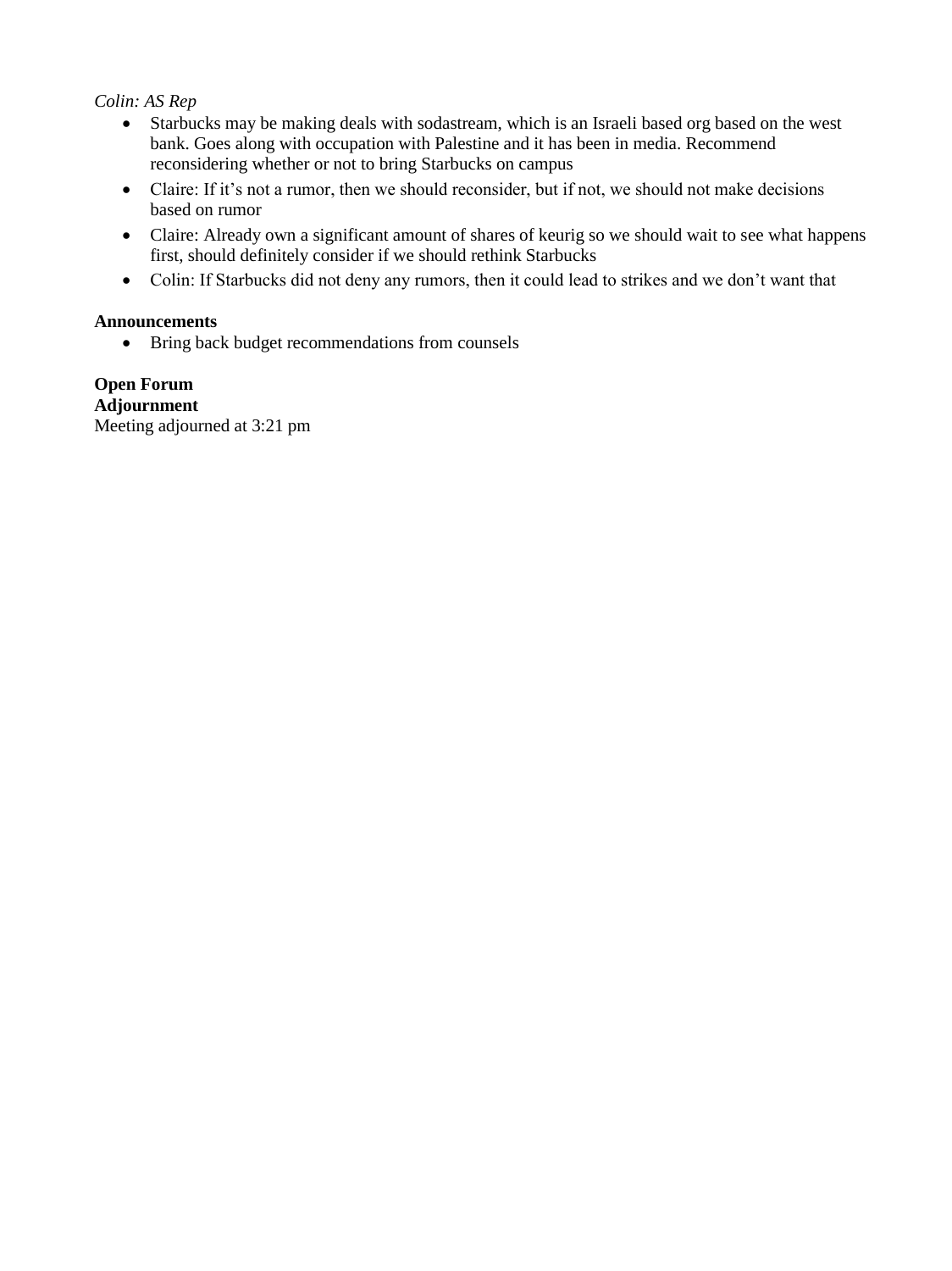*Colin: AS Rep*

- Starbucks may be making deals with sodastream, which is an Israeli based org based on the west bank. Goes along with occupation with Palestine and it has been in media. Recommend reconsidering whether or not to bring Starbucks on campus
- Claire: If it's not a rumor, then we should reconsider, but if not, we should not make decisions based on rumor
- Claire: Already own a significant amount of shares of keurig so we should wait to see what happens first, should definitely consider if we should rethink Starbucks
- Colin: If Starbucks did not deny any rumors, then it could lead to strikes and we don't want that

**Announcements**

- Bring back budget recommendations from counsels

**Open Forum**

**Adjournment**

Meeting adjourned at 3:21 pm